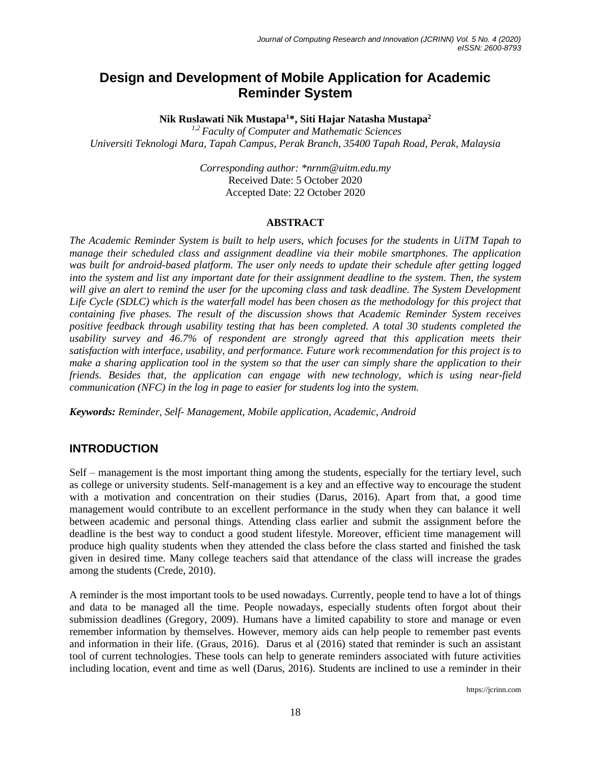# Design and Development of Mobile Application for Academic Reminder System

**Nik Ruslawati Nik Mustapa[1]*, Siti Hajar Natasha Mustapa[2]**

*[1,2] Faculty of Computer and Mathematic Sciences*
*Universiti Teknologi Mara, Tapah Campus, Perak Branch, 35400 Tapah Road, Perak, Malaysia*

*Corresponding author: *nrnm@uitm.edu.my*
Received Date: 5 October 2020
Accepted Date: 22 October 2020

## ABSTRACT

*The Academic Reminder System is built to help users, which focuses for the students in UiTM Tapah to manage their scheduled class and assignment deadline via their mobile smartphones. The application was built for android-based platform. The user only needs to update their schedule after getting logged into the system and list any important date for their assignment deadline to the system. Then, the system will give an alert to remind the user for the upcoming class and task deadline. The System Development Life Cycle (SDLC) which is the waterfall model has been chosen as the methodology for this project that containing five phases. The result of the discussion shows that Academic Reminder System receives positive feedback through usability testing that has been completed. A total 30 students completed the usability survey and 46.7% of respondent are strongly agreed that this application meets their satisfaction with interface, usability, and performance. Future work recommendation for this project is to make a sharing application tool in the system so that the user can simply share the application to their friends. Besides that, the application can engage with new technology, which is using near-field communication (NFC) in the log in page to easier for students log into the system.*

***Keywords:*** *Reminder, Self- Management, Mobile application, Academic, Android*

## INTRODUCTION

Self – management is the most important thing among the students, especially for the tertiary level, such as college or university students. Self-management is a key and an effective way to encourage the student with a motivation and concentration on their studies (Darus, 2016). Apart from that, a good time management would contribute to an excellent performance in the study when they can balance it well between academic and personal things. Attending class earlier and submit the assignment before the deadline is the best way to conduct a good student lifestyle. Moreover, efficient time management will produce high quality students when they attended the class before the class started and finished the task given in desired time. Many college teachers said that attendance of the class will increase the grades among the students (Crede, 2010).

A reminder is the most important tools to be used nowadays. Currently, people tend to have a lot of things and data to be managed all the time. People nowadays, especially students often forgot about their submission deadlines (Gregory, 2009). Humans have a limited capability to store and manage or even remember information by themselves. However, memory aids can help people to remember past events and information in their life. (Graus, 2016). Darus et al (2016) stated that reminder is such an assistant tool of current technologies. These tools can help to generate reminders associated with future activities including location, event and time as well (Darus, 2016). Students are inclined to use a reminder in their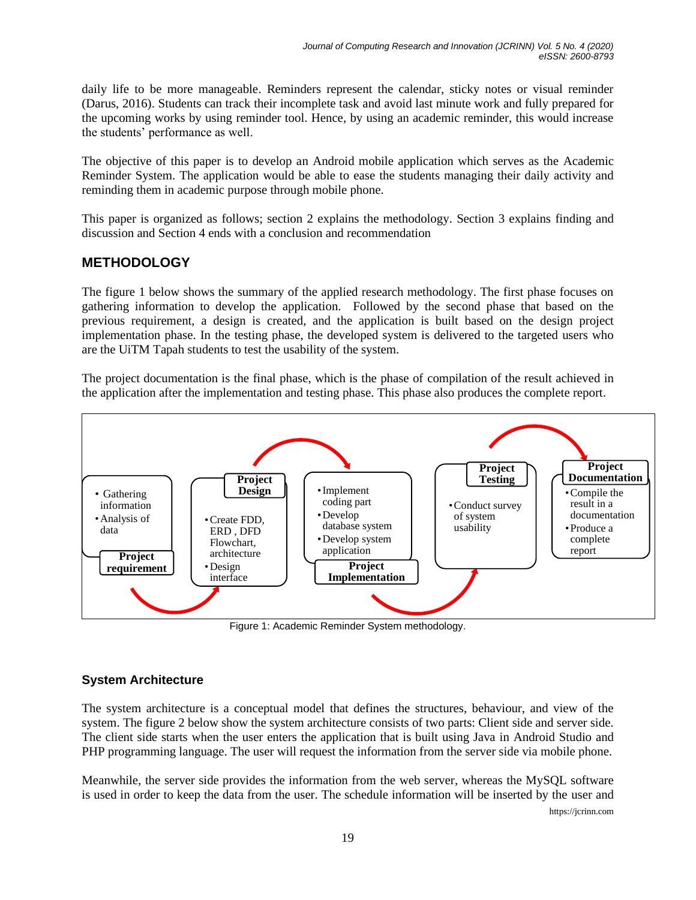daily life to be more manageable. Reminders represent the calendar, sticky notes or visual reminder (Darus, 2016). Students can track their incomplete task and avoid last minute work and fully prepared for the upcoming works by using reminder tool. Hence, by using an academic reminder, this would increase the students' performance as well.

The objective of this paper is to develop an Android mobile application which serves as the Academic Reminder System. The application would be able to ease the students managing their daily activity and reminding them in academic purpose through mobile phone.

This paper is organized as follows; section 2 explains the methodology. Section 3 explains finding and discussion and Section 4 ends with a conclusion and recommendation

## METHODOLOGY

The figure 1 below shows the summary of the applied research methodology. The first phase focuses on gathering information to develop the application. Followed by the second phase that based on the previous requirement, a design is created, and the application is built based on the design project implementation phase. In the testing phase, the developed system is delivered to the targeted users who are the UiTM Tapah students to test the usability of the system.

The project documentation is the final phase, which is the phase of compilation of the result achieved in the application after the implementation and testing phase. This phase also produces the complete report.

**Project requirement**
- Gathering information
- Analysis of data

**Project Design**
- Create FDD, ERD , DFD Flowchart, architecture
- Design interface

**Project Implementation**
- Implement coding part
- Develop database system
- Develop system application

**Project Testing**
- Conduct survey of system usability

**Project Documentation**
- Compile the result in a documentation
- Produce a complete report

Figure 1: Academic Reminder System methodology.

### System Architecture

The system architecture is a conceptual model that defines the structures, behaviour, and view of the system. The figure 2 below show the system architecture consists of two parts: Client side and server side. The client side starts when the user enters the application that is built using Java in Android Studio and PHP programming language. The user will request the information from the server side via mobile phone.

Meanwhile, the server side provides the information from the web server, whereas the MySQL software is used in order to keep the data from the user. The schedule information will be inserted by the user and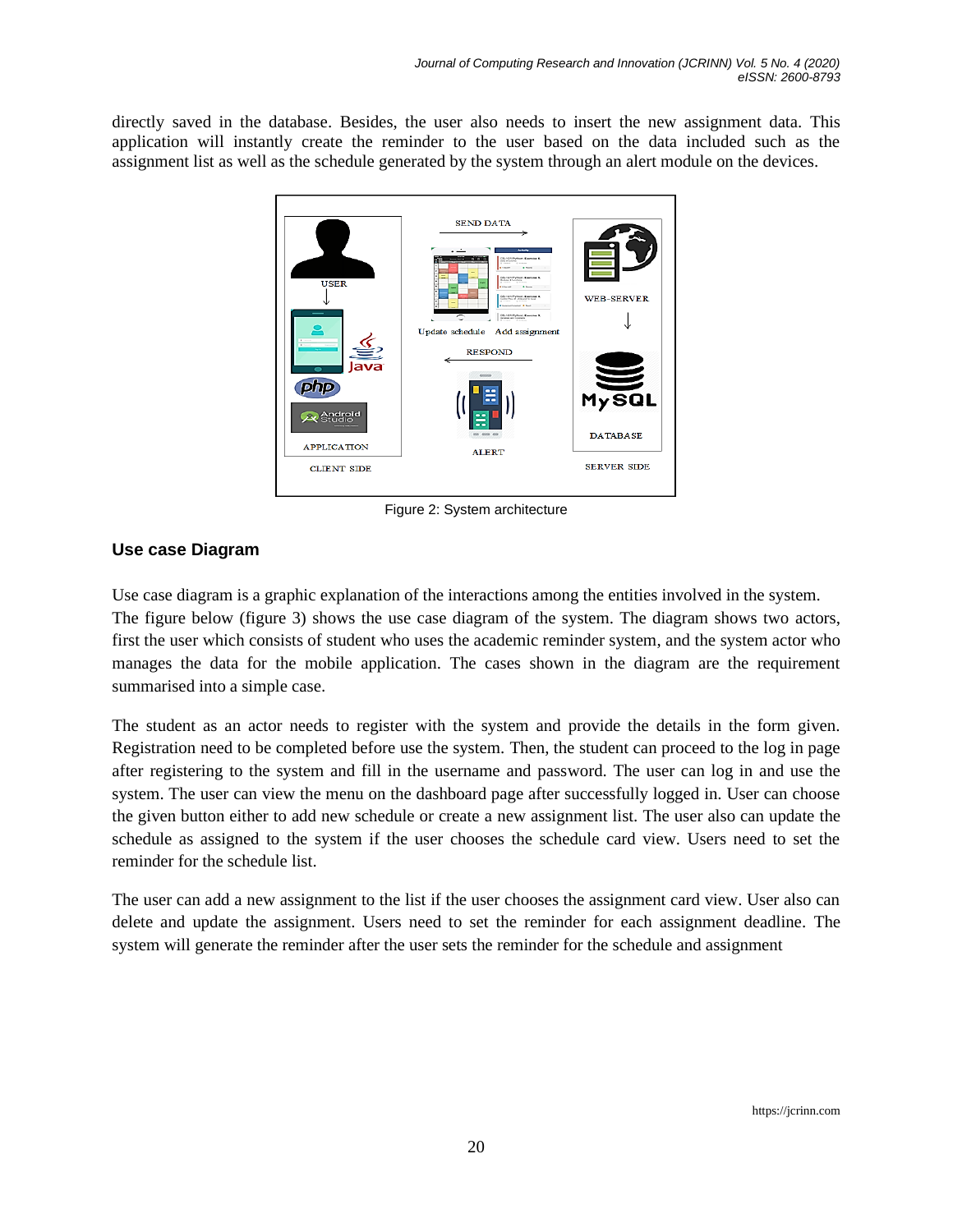directly saved in the database. Besides, the user also needs to insert the new assignment data. This application will instantly create the reminder to the user based on the data included such as the assignment list as well as the schedule generated by the system through an alert module on the devices.

Figure 2: System architecture

### Use case Diagram

Use case diagram is a graphic explanation of the interactions among the entities involved in the system. The figure below (figure 3) shows the use case diagram of the system. The diagram shows two actors, first the user which consists of student who uses the academic reminder system, and the system actor who manages the data for the mobile application. The cases shown in the diagram are the requirement summarised into a simple case.

The student as an actor needs to register with the system and provide the details in the form given. Registration need to be completed before use the system. Then, the student can proceed to the log in page after registering to the system and fill in the username and password. The user can log in and use the system. The user can view the menu on the dashboard page after successfully logged in. User can choose the given button either to add new schedule or create a new assignment list. The user also can update the schedule as assigned to the system if the user chooses the schedule card view. Users need to set the reminder for the schedule list.

The user can add a new assignment to the list if the user chooses the assignment card view. User also can delete and update the assignment. Users need to set the reminder for each assignment deadline. The system will generate the reminder after the user sets the reminder for the schedule and assignment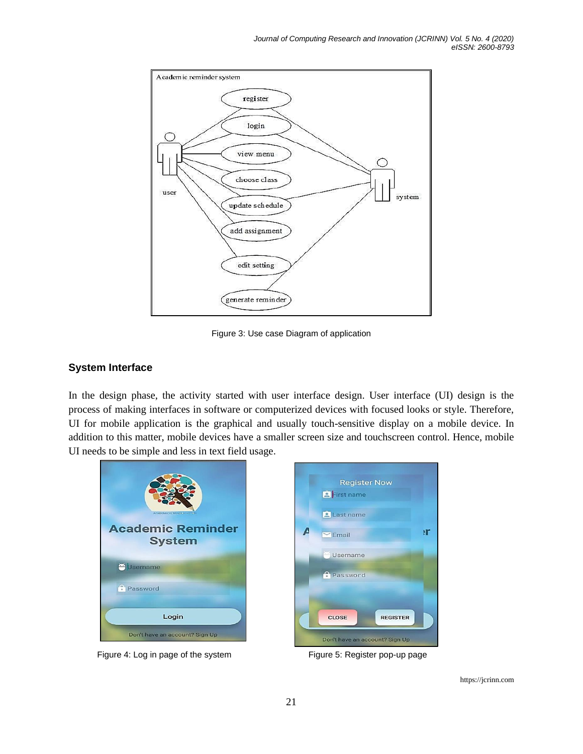Figure 3: Use case Diagram of application

## System Interface

In the design phase, the activity started with user interface design. User interface (UI) design is the process of making interfaces in software or computerized devices with focused looks or style. Therefore, UI for mobile application is the graphical and usually touch-sensitive display on a mobile device. In addition to this matter, mobile devices have a smaller screen size and touchscreen control. Hence, mobile UI needs to be simple and less in text field usage.

Figure 4: Log in page of the system

Figure 5: Register pop-up page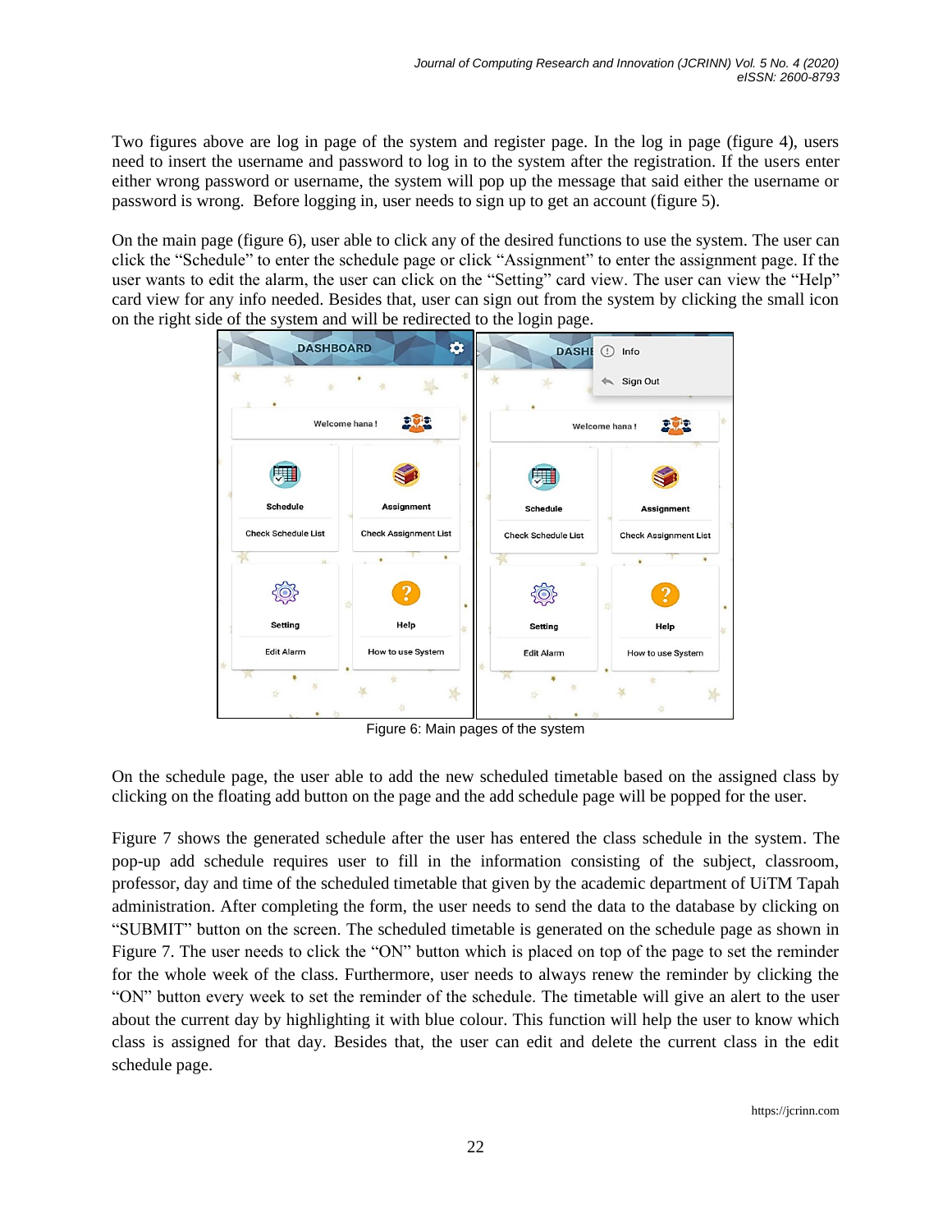Two figures above are log in page of the system and register page. In the log in page (figure 4), users need to insert the username and password to log in to the system after the registration. If the users enter either wrong password or username, the system will pop up the message that said either the username or password is wrong. Before logging in, user needs to sign up to get an account (figure 5).

On the main page (figure 6), user able to click any of the desired functions to use the system. The user can click the "Schedule" to enter the schedule page or click "Assignment" to enter the assignment page. If the user wants to edit the alarm, the user can click on the "Setting" card view. The user can view the "Help" card view for any info needed. Besides that, user can sign out from the system by clicking the small icon on the right side of the system and will be redirected to the login page.

Figure 6: Main pages of the system

On the schedule page, the user able to add the new scheduled timetable based on the assigned class by clicking on the floating add button on the page and the add schedule page will be popped for the user.

Figure 7 shows the generated schedule after the user has entered the class schedule in the system. The pop-up add schedule requires user to fill in the information consisting of the subject, classroom, professor, day and time of the scheduled timetable that given by the academic department of UiTM Tapah administration. After completing the form, the user needs to send the data to the database by clicking on "SUBMIT" button on the screen. The scheduled timetable is generated on the schedule page as shown in Figure 7. The user needs to click the "ON" button which is placed on top of the page to set the reminder for the whole week of the class. Furthermore, user needs to always renew the reminder by clicking the "ON" button every week to set the reminder of the schedule. The timetable will give an alert to the user about the current day by highlighting it with blue colour. This function will help the user to know which class is assigned for that day. Besides that, the user can edit and delete the current class in the edit schedule page.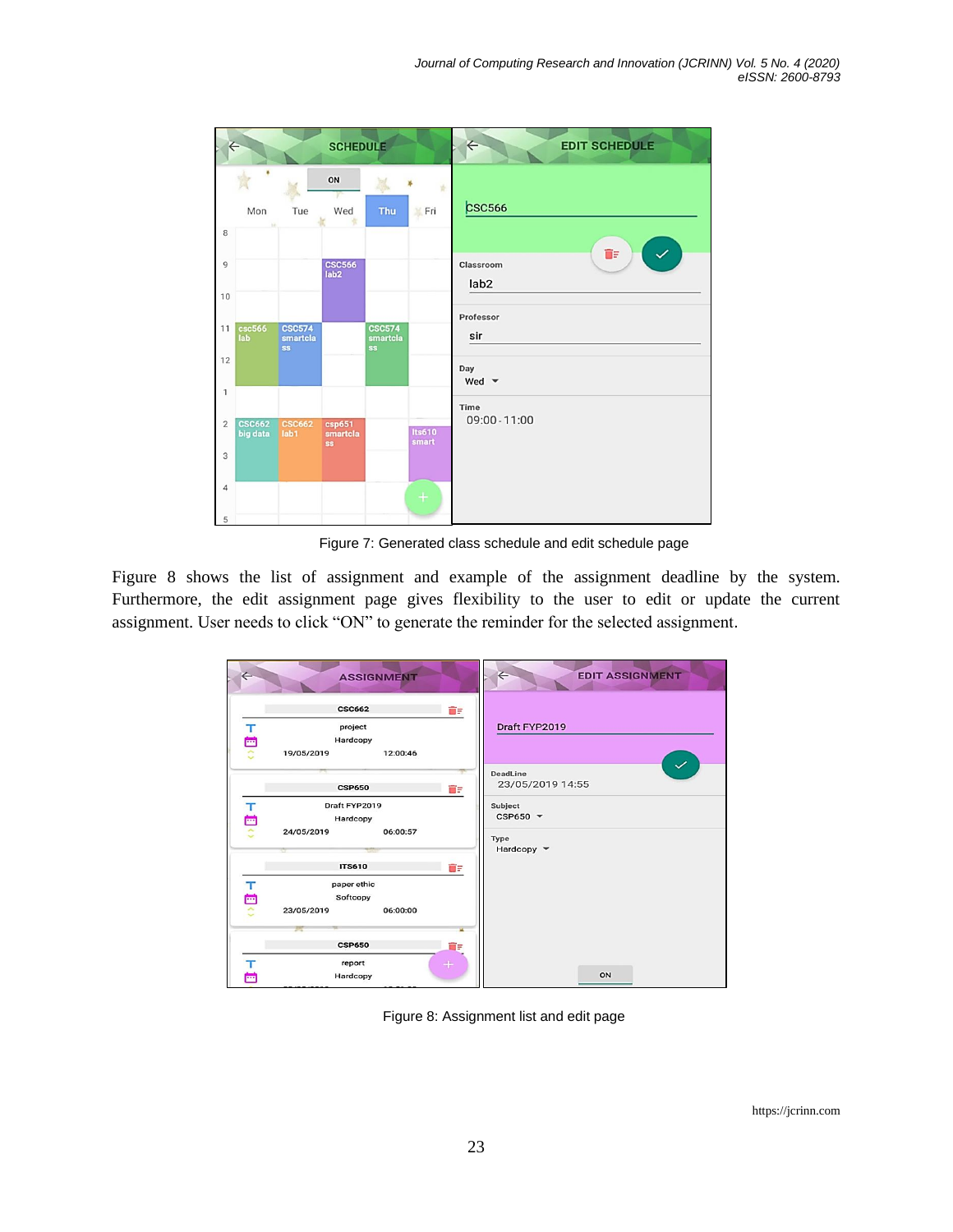Figure 7: Generated class schedule and edit schedule page

Figure 8 shows the list of assignment and example of the assignment deadline by the system. Furthermore, the edit assignment page gives flexibility to the user to edit or update the current assignment. User needs to click “ON” to generate the reminder for the selected assignment.

Figure 8: Assignment list and edit page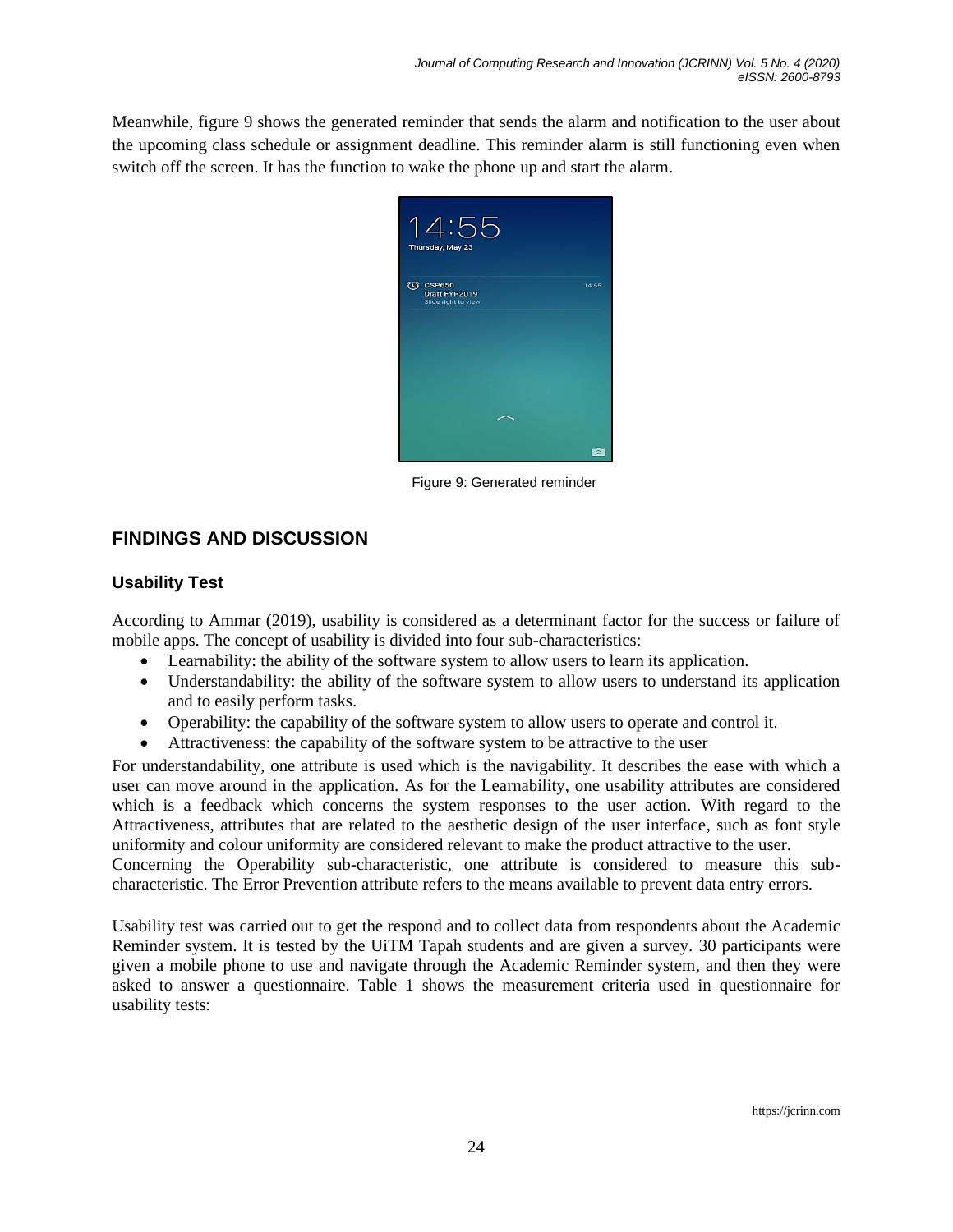Meanwhile, figure 9 shows the generated reminder that sends the alarm and notification to the user about the upcoming class schedule or assignment deadline. This reminder alarm is still functioning even when switch off the screen. It has the function to wake the phone up and start the alarm.

Figure 9: Generated reminder

## FINDINGS AND DISCUSSION

### Usability Test

According to Ammar (2019), usability is considered as a determinant factor for the success or failure of mobile apps. The concept of usability is divided into four sub-characteristics:

- Learnability: the ability of the software system to allow users to learn its application.
- Understandability: the ability of the software system to allow users to understand its application and to easily perform tasks.
- Operability: the capability of the software system to allow users to operate and control it.
- Attractiveness: the capability of the software system to be attractive to the user

For understandability, one attribute is used which is the navigability. It describes the ease with which a user can move around in the application. As for the Learnability, one usability attributes are considered which is a feedback which concerns the system responses to the user action. With regard to the Attractiveness, attributes that are related to the aesthetic design of the user interface, such as font style uniformity and colour uniformity are considered relevant to make the product attractive to the user. Concerning the Operability sub-characteristic, one attribute is considered to measure this sub-characteristic. The Error Prevention attribute refers to the means available to prevent data entry errors.

Usability test was carried out to get the respond and to collect data from respondents about the Academic Reminder system. It is tested by the UiTM Tapah students and are given a survey. 30 participants were given a mobile phone to use and navigate through the Academic Reminder system, and then they were asked to answer a questionnaire. Table 1 shows the measurement criteria used in questionnaire for usability tests: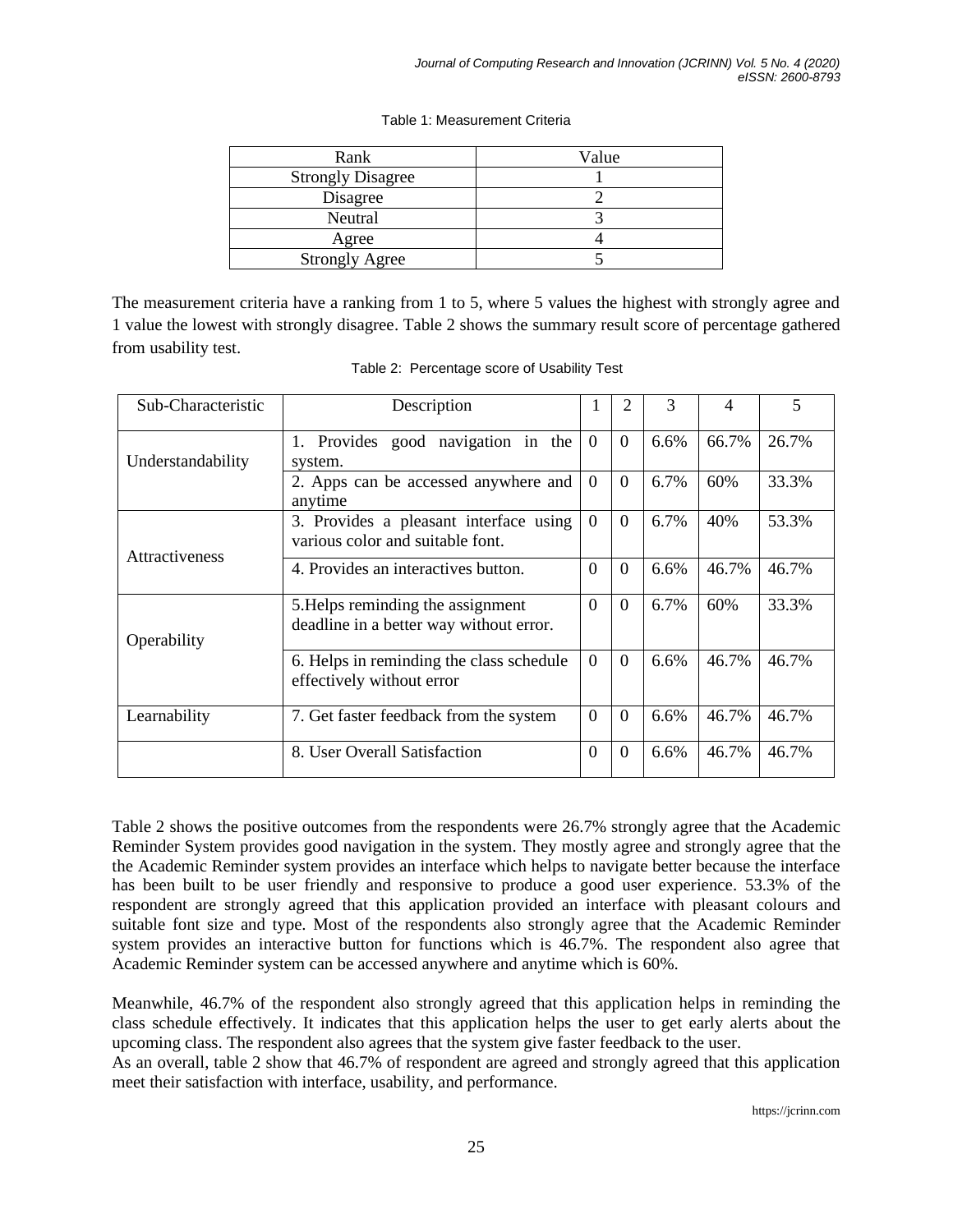Table 1: Measurement Criteria

| Rank | Value |
|---|---|
| Strongly Disagree | 1 |
| Disagree | 2 |
| Neutral | 3 |
| Agree | 4 |
| Strongly Agree | 5 |

The measurement criteria have a ranking from 1 to 5, where 5 values the highest with strongly agree and 1 value the lowest with strongly disagree. Table 2 shows the summary result score of percentage gathered from usability test.

Table 2: Percentage score of Usability Test

| Sub-Characteristic | Description | 1 | 2 | 3 | 4 | 5 |
|---|---|---|---|---|---|---|
| Understandability | 1. Provides good navigation in the system. | 0 | 0 | 6.6% | 66.7% | 26.7% |
| | 2. Apps can be accessed anywhere and anytime | 0 | 0 | 6.7% | 60% | 33.3% |
| Attractiveness | 3. Provides a pleasant interface using various color and suitable font. | 0 | 0 | 6.7% | 40% | 53.3% |
| | 4. Provides an interactives button. | 0 | 0 | 6.6% | 46.7% | 46.7% |
| Operability | 5.Helps reminding the assignment deadline in a better way without error. | 0 | 0 | 6.7% | 60% | 33.3% |
| | 6. Helps in reminding the class schedule effectively without error | 0 | 0 | 6.6% | 46.7% | 46.7% |
| Learnability | 7. Get faster feedback from the system | 0 | 0 | 6.6% | 46.7% | 46.7% |
| | 8. User Overall Satisfaction | 0 | 0 | 6.6% | 46.7% | 46.7% |

Table 2 shows the positive outcomes from the respondents were 26.7% strongly agree that the Academic Reminder System provides good navigation in the system. They mostly agree and strongly agree that the the Academic Reminder system provides an interface which helps to navigate better because the interface has been built to be user friendly and responsive to produce a good user experience. 53.3% of the respondent are strongly agreed that this application provided an interface with pleasant colours and suitable font size and type. Most of the respondents also strongly agree that the Academic Reminder system provides an interactive button for functions which is 46.7%. The respondent also agree that Academic Reminder system can be accessed anywhere and anytime which is 60%.

Meanwhile, 46.7% of the respondent also strongly agreed that this application helps in reminding the class schedule effectively. It indicates that this application helps the user to get early alerts about the upcoming class. The respondent also agrees that the system give faster feedback to the user.
As an overall, table 2 show that 46.7% of respondent are agreed and strongly agreed that this application meet their satisfaction with interface, usability, and performance.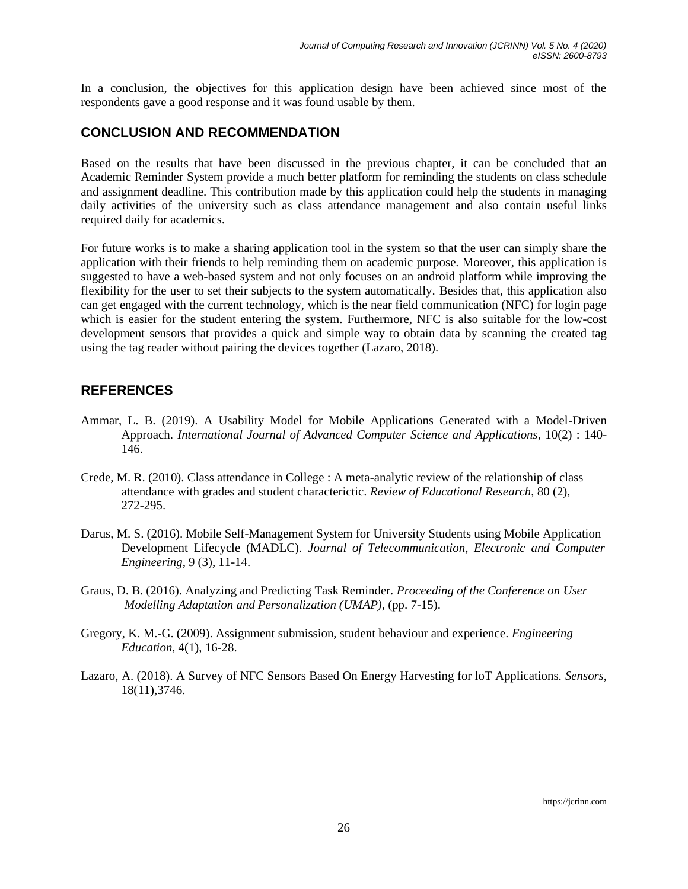In a conclusion, the objectives for this application design have been achieved since most of the respondents gave a good response and it was found usable by them.

## CONCLUSION AND RECOMMENDATION

Based on the results that have been discussed in the previous chapter, it can be concluded that an Academic Reminder System provide a much better platform for reminding the students on class schedule and assignment deadline. This contribution made by this application could help the students in managing daily activities of the university such as class attendance management and also contain useful links required daily for academics.

For future works is to make a sharing application tool in the system so that the user can simply share the application with their friends to help reminding them on academic purpose. Moreover, this application is suggested to have a web-based system and not only focuses on an android platform while improving the flexibility for the user to set their subjects to the system automatically. Besides that, this application also can get engaged with the current technology, which is the near field communication (NFC) for login page which is easier for the student entering the system. Furthermore, NFC is also suitable for the low-cost development sensors that provides a quick and simple way to obtain data by scanning the created tag using the tag reader without pairing the devices together (Lazaro, 2018).

## REFERENCES

Ammar, L. B. (2019). A Usability Model for Mobile Applications Generated with a Model-Driven Approach. *International Journal of Advanced Computer Science and Applications*, 10(2) : 140-146.

Crede, M. R. (2010). Class attendance in College : A meta-analytic review of the relationship of class attendance with grades and student characterictic. *Review of Educational Research*, 80 (2), 272-295.

Darus, M. S. (2016). Mobile Self-Management System for University Students using Mobile Application Development Lifecycle (MADLC). *Journal of Telecommunication, Electronic and Computer Engineering*, 9 (3), 11-14.

Graus, D. B. (2016). Analyzing and Predicting Task Reminder. *Proceeding of the Conference on User Modelling Adaptation and Personalization (UMAP)*, (pp. 7-15).

Gregory, K. M.-G. (2009). Assignment submission, student behaviour and experience. *Engineering Education*, 4(1), 16-28.

Lazaro, A. (2018). A Survey of NFC Sensors Based On Energy Harvesting for loT Applications. *Sensors*, 18(11),3746.